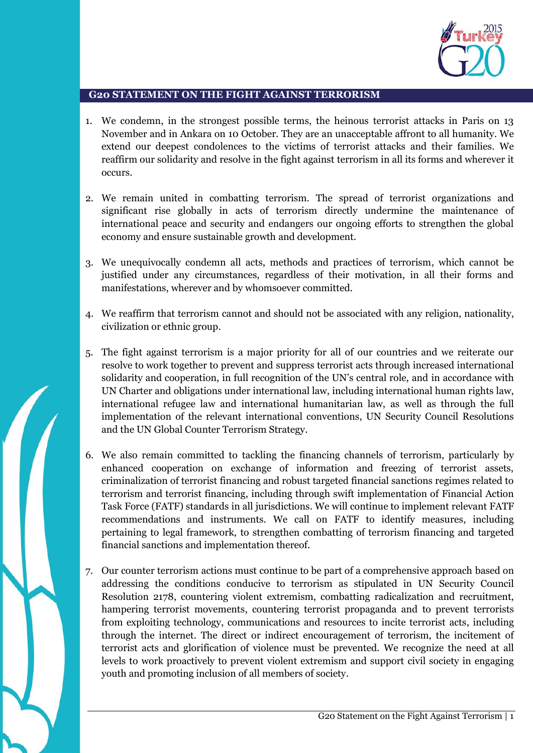# G20 STATEMENT ON THE FIGHT AGAINST TERRORISM

1. We condemn, in the strongest possible terms, the heinous terrorist attacks in Paris on 13 November and in Ankara on 10 October. They are an unacceptable affront to all humanity. We extend our deepest condolences to the victims of terrorist attacks and their families. We reaffirm our solidarity and resolve in the fight against terrorism in all its forms and wherever it occurs.

2. We remain united in combatting terrorism. The spread of terrorist organizations and significant rise globally in acts of terrorism directly undermine the maintenance of international peace and security and endangers our ongoing efforts to strengthen the global economy and ensure sustainable growth and development.

3. We unequivocally condemn all acts, methods and practices of terrorism, which cannot be justified under any circumstances, regardless of their motivation, in all their forms and manifestations, wherever and by whomsoever committed.

4. We reaffirm that terrorism cannot and should not be associated with any religion, nationality, civilization or ethnic group.

5. The fight against terrorism is a major priority for all of our countries and we reiterate our resolve to work together to prevent and suppress terrorist acts through increased international solidarity and cooperation, in full recognition of the UN's central role, and in accordance with UN Charter and obligations under international law, including international human rights law, international refugee law and international humanitarian law, as well as through the full implementation of the relevant international conventions, UN Security Council Resolutions and the UN Global Counter Terrorism Strategy.

6. We also remain committed to tackling the financing channels of terrorism, particularly by enhanced cooperation on exchange of information and freezing of terrorist assets, criminalization of terrorist financing and robust targeted financial sanctions regimes related to terrorism and terrorist financing, including through swift implementation of Financial Action Task Force (FATF) standards in all jurisdictions. We will continue to implement relevant FATF recommendations and instruments. We call on FATF to identify measures, including pertaining to legal framework, to strengthen combatting of terrorism financing and targeted financial sanctions and implementation thereof.

7. Our counter terrorism actions must continue to be part of a comprehensive approach based on addressing the conditions conducive to terrorism as stipulated in UN Security Council Resolution 2178, countering violent extremism, combatting radicalization and recruitment, hampering terrorist movements, countering terrorist propaganda and to prevent terrorists from exploiting technology, communications and resources to incite terrorist acts, including through the internet. The direct or indirect encouragement of terrorism, the incitement of terrorist acts and glorification of violence must be prevented. We recognize the need at all levels to work proactively to prevent violent extremism and support civil society in engaging youth and promoting inclusion of all members of society.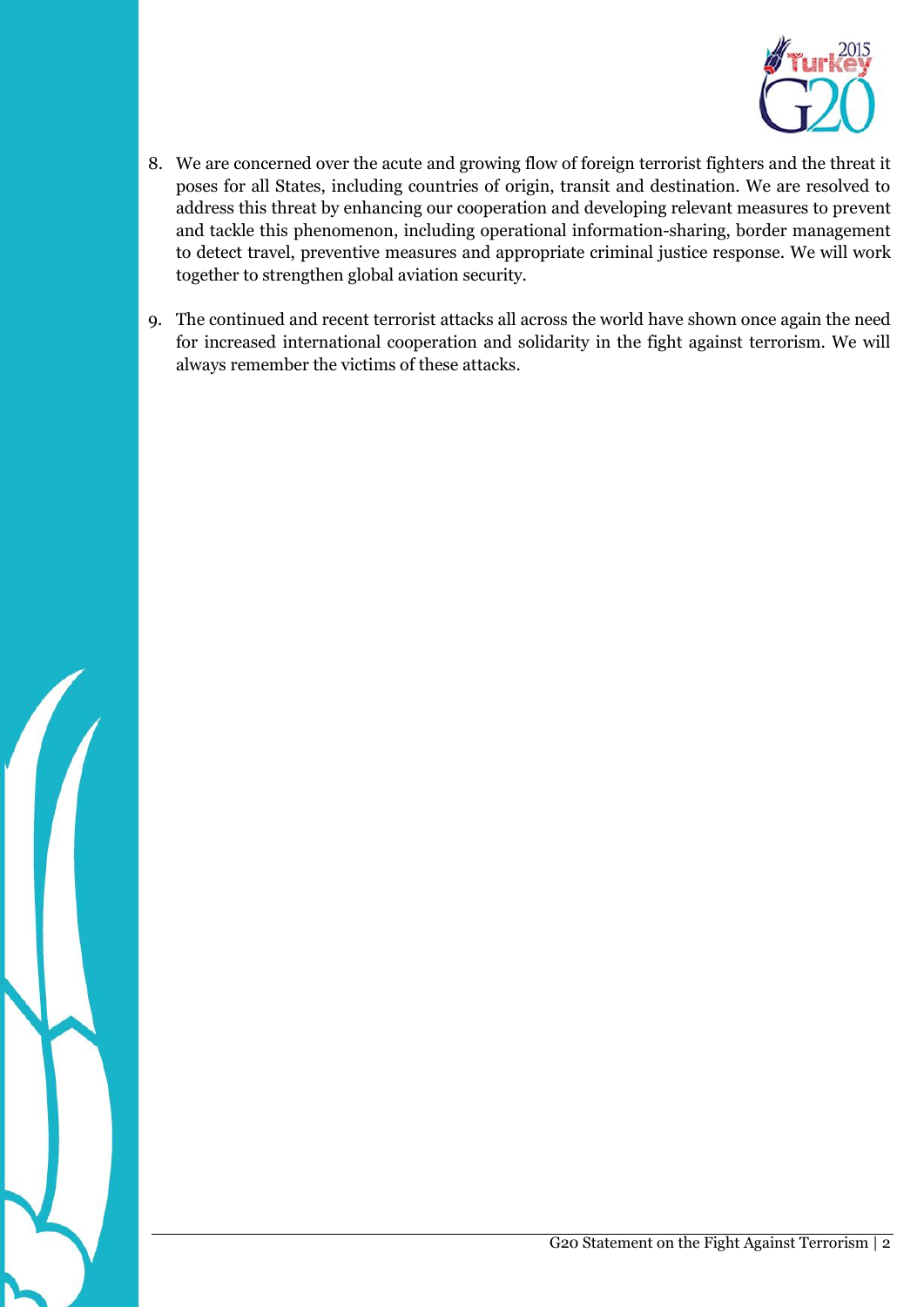8. We are concerned over the acute and growing flow of foreign terrorist fighters and the threat it poses for all States, including countries of origin, transit and destination. We are resolved to address this threat by enhancing our cooperation and developing relevant measures to prevent and tackle this phenomenon, including operational information-sharing, border management to detect travel, preventive measures and appropriate criminal justice response. We will work together to strengthen global aviation security.

9. The continued and recent terrorist attacks all across the world have shown once again the need for increased international cooperation and solidarity in the fight against terrorism. We will always remember the victims of these attacks.